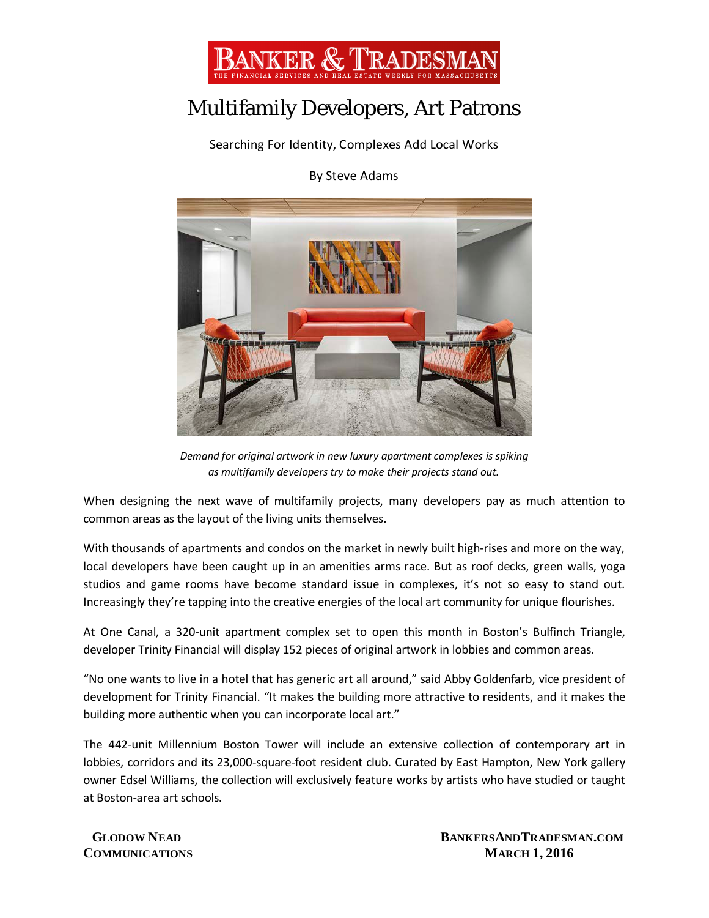BANKER & TRADESMAN

THE FINANCIAL SERVICES AND REAL ESTATE WEEKLY FOR MASSACHUSETTS

# Multifamily Developers, Art Patrons

Searching For Identity, Complexes Add Local Works

By Steve Adams

*Demand for original artwork in new luxury apartment complexes is spiking as multifamily developers try to make their projects stand out.*

When designing the next wave of multifamily projects, many developers pay as much attention to common areas as the layout of the living units themselves.

With thousands of apartments and condos on the market in newly built high-rises and more on the way, local developers have been caught up in an amenities arms race. But as roof decks, green walls, yoga studios and game rooms have become standard issue in complexes, it's not so easy to stand out. Increasingly they're tapping into the creative energies of the local art community for unique flourishes.

At One Canal, a 320-unit apartment complex set to open this month in Boston's Bulfinch Triangle, developer Trinity Financial will display 152 pieces of original artwork in lobbies and common areas.

"No one wants to live in a hotel that has generic art all around," said Abby Goldenfarb, vice president of development for Trinity Financial. "It makes the building more attractive to residents, and it makes the building more authentic when you can incorporate local art."

The 442-unit Millennium Boston Tower will include an extensive collection of contemporary art in lobbies, corridors and its 23,000-square-foot resident club. Curated by East Hampton, New York gallery owner Edsel Williams, the collection will exclusively feature works by artists who have studied or taught at Boston-area art schools.

GLODOW NEAD COMMUNICATIONS

BANKERSANDTRADESMAN.COM
MARCH 1, 2016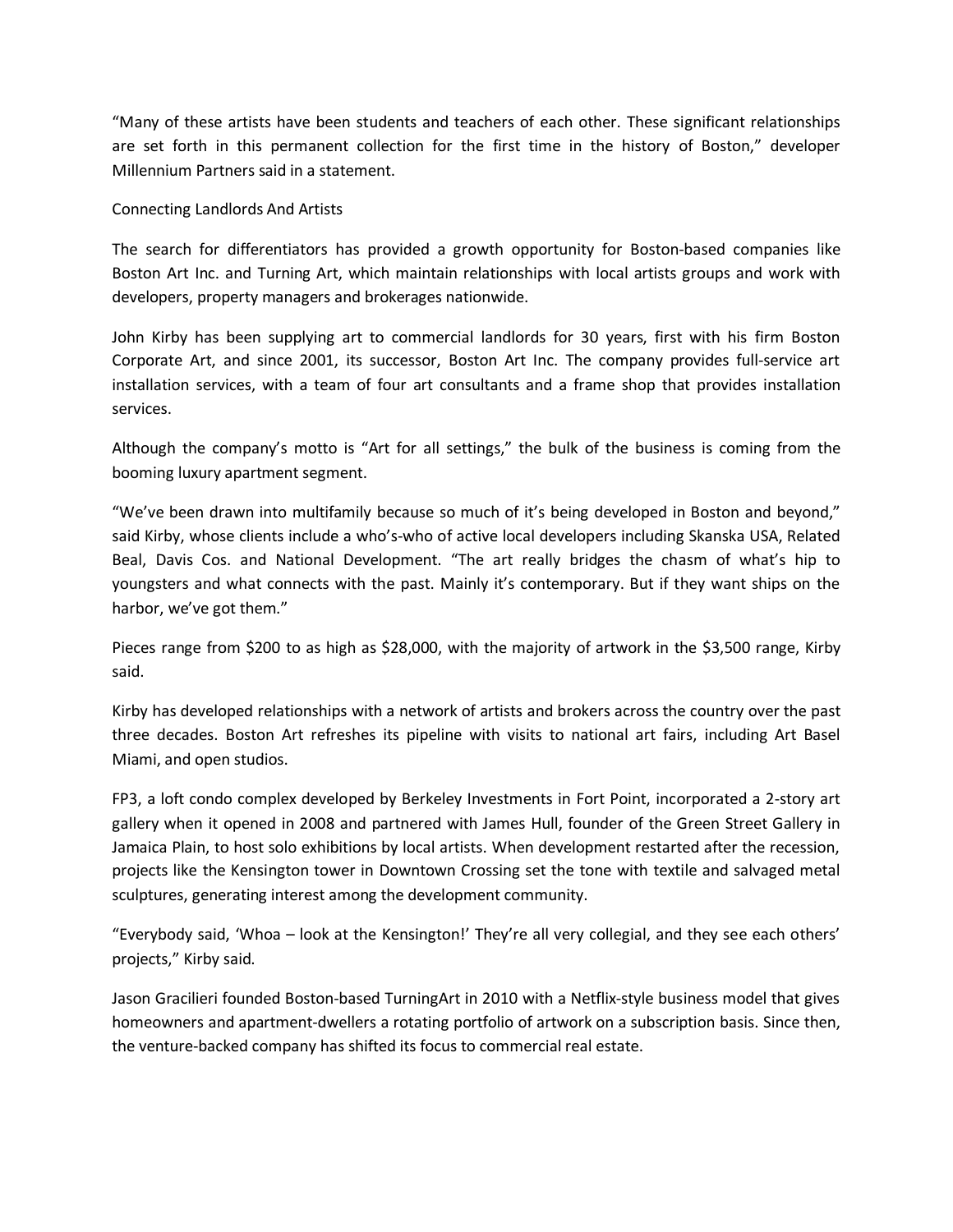"Many of these artists have been students and teachers of each other. These significant relationships are set forth in this permanent collection for the first time in the history of Boston," developer Millennium Partners said in a statement.

## Connecting Landlords And Artists

The search for differentiators has provided a growth opportunity for Boston-based companies like Boston Art Inc. and Turning Art, which maintain relationships with local artists groups and work with developers, property managers and brokerages nationwide.

John Kirby has been supplying art to commercial landlords for 30 years, first with his firm Boston Corporate Art, and since 2001, its successor, Boston Art Inc. The company provides full-service art installation services, with a team of four art consultants and a frame shop that provides installation services.

Although the company's motto is "Art for all settings," the bulk of the business is coming from the booming luxury apartment segment.

"We've been drawn into multifamily because so much of it's being developed in Boston and beyond," said Kirby, whose clients include a who's-who of active local developers including Skanska USA, Related Beal, Davis Cos. and National Development. "The art really bridges the chasm of what's hip to youngsters and what connects with the past. Mainly it's contemporary. But if they want ships on the harbor, we've got them."

Pieces range from $200 to as high as $28,000, with the majority of artwork in the $3,500 range, Kirby said.

Kirby has developed relationships with a network of artists and brokers across the country over the past three decades. Boston Art refreshes its pipeline with visits to national art fairs, including Art Basel Miami, and open studios.

FP3, a loft condo complex developed by Berkeley Investments in Fort Point, incorporated a 2-story art gallery when it opened in 2008 and partnered with James Hull, founder of the Green Street Gallery in Jamaica Plain, to host solo exhibitions by local artists. When development restarted after the recession, projects like the Kensington tower in Downtown Crossing set the tone with textile and salvaged metal sculptures, generating interest among the development community.

"Everybody said, 'Whoa – look at the Kensington!' They're all very collegial, and they see each others' projects," Kirby said.

Jason Gracilieri founded Boston-based TurningArt in 2010 with a Netflix-style business model that gives homeowners and apartment-dwellers a rotating portfolio of artwork on a subscription basis. Since then, the venture-backed company has shifted its focus to commercial real estate.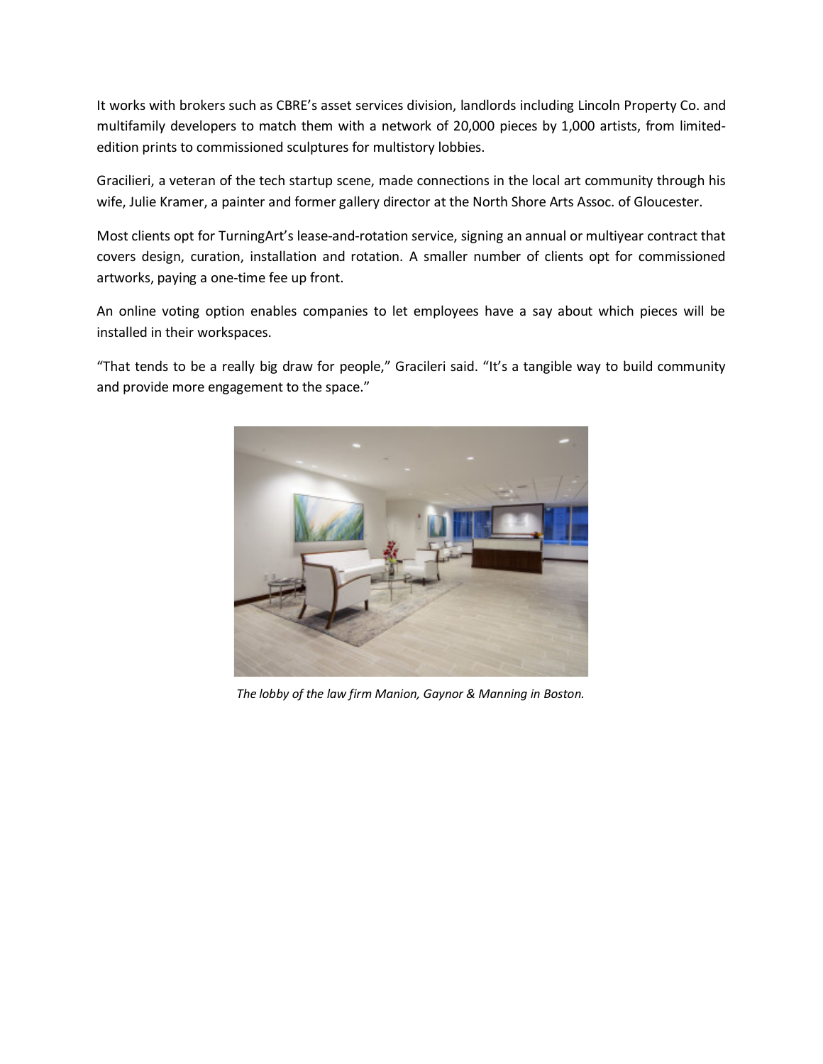It works with brokers such as CBRE's asset services division, landlords including Lincoln Property Co. and multifamily developers to match them with a network of 20,000 pieces by 1,000 artists, from limited-edition prints to commissioned sculptures for multistory lobbies.

Gracilieri, a veteran of the tech startup scene, made connections in the local art community through his wife, Julie Kramer, a painter and former gallery director at the North Shore Arts Assoc. of Gloucester.

Most clients opt for TurningArt's lease-and-rotation service, signing an annual or multiyear contract that covers design, curation, installation and rotation. A smaller number of clients opt for commissioned artworks, paying a one-time fee up front.

An online voting option enables companies to let employees have a say about which pieces will be installed in their workspaces.

"That tends to be a really big draw for people," Gracileri said. "It's a tangible way to build community and provide more engagement to the space."

*The lobby of the law firm Manion, Gaynor & Manning in Boston.*